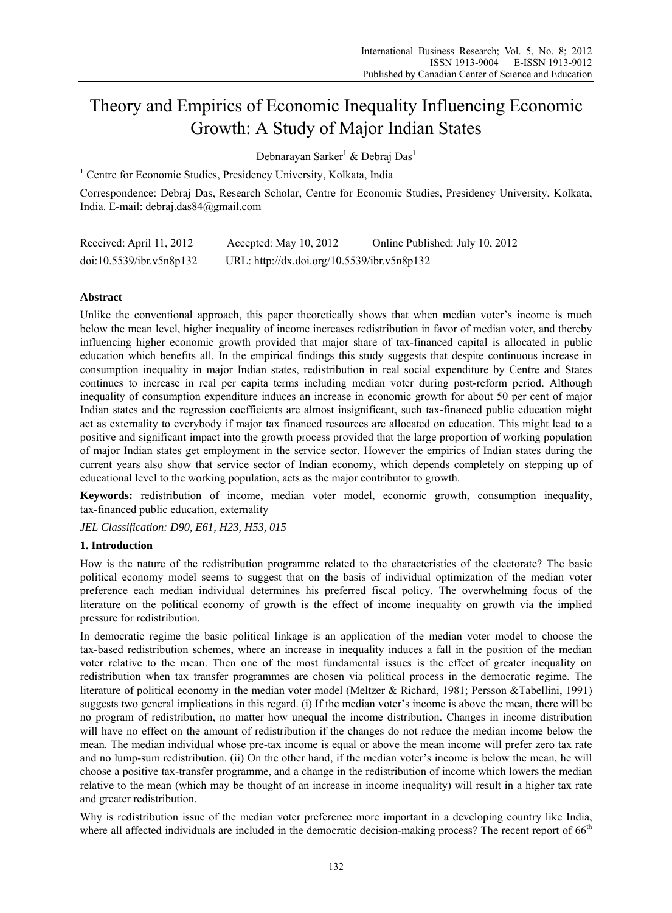# Theory and Empirics of Economic Inequality Influencing Economic Growth: A Study of Major Indian States

Debnarayan Sarker[1] & Debraj Das[1]

[1] Centre for Economic Studies, Presidency University, Kolkata, India

Correspondence: Debraj Das, Research Scholar, Centre for Economic Studies, Presidency University, Kolkata, India. E-mail: debraj.das84@gmail.com

Received: April 11, 2012 Accepted: May 10, 2012 Online Published: July 10, 2012

doi:10.5539/ibr.v5n8p132 URL: http://dx.doi.org/10.5539/ibr.v5n8p132

## Abstract

Unlike the conventional approach, this paper theoretically shows that when median voter's income is much below the mean level, higher inequality of income increases redistribution in favor of median voter, and thereby influencing higher economic growth provided that major share of tax-financed capital is allocated in public education which benefits all. In the empirical findings this study suggests that despite continuous increase in consumption inequality in major Indian states, redistribution in real social expenditure by Centre and States continues to increase in real per capita terms including median voter during post-reform period. Although inequality of consumption expenditure induces an increase in economic growth for about 50 per cent of major Indian states and the regression coefficients are almost insignificant, such tax-financed public education might act as externality to everybody if major tax financed resources are allocated on education. This might lead to a positive and significant impact into the growth process provided that the large proportion of working population of major Indian states get employment in the service sector. However the empirics of Indian states during the current years also show that service sector of Indian economy, which depends completely on stepping up of educational level to the working population, acts as the major contributor to growth.

**Keywords:** redistribution of income, median voter model, economic growth, consumption inequality, tax-financed public education, externality

*JEL Classification: D90, E61, H23, H53, 015*

## 1. Introduction

How is the nature of the redistribution programme related to the characteristics of the electorate? The basic political economy model seems to suggest that on the basis of individual optimization of the median voter preference each median individual determines his preferred fiscal policy. The overwhelming focus of the literature on the political economy of growth is the effect of income inequality on growth via the implied pressure for redistribution.

In democratic regime the basic political linkage is an application of the median voter model to choose the tax-based redistribution schemes, where an increase in inequality induces a fall in the position of the median voter relative to the mean. Then one of the most fundamental issues is the effect of greater inequality on redistribution when tax transfer programmes are chosen via political process in the democratic regime. The literature of political economy in the median voter model (Meltzer & Richard, 1981; Persson &Tabellini, 1991) suggests two general implications in this regard. (i) If the median voter's income is above the mean, there will be no program of redistribution, no matter how unequal the income distribution. Changes in income distribution will have no effect on the amount of redistribution if the changes do not reduce the median income below the mean. The median individual whose pre-tax income is equal or above the mean income will prefer zero tax rate and no lump-sum redistribution. (ii) On the other hand, if the median voter's income is below the mean, he will choose a positive tax-transfer programme, and a change in the redistribution of income which lowers the median relative to the mean (which may be thought of an increase in income inequality) will result in a higher tax rate and greater redistribution.

Why is redistribution issue of the median voter preference more important in a developing country like India, where all affected individuals are included in the democratic decision-making process? The recent report of 66th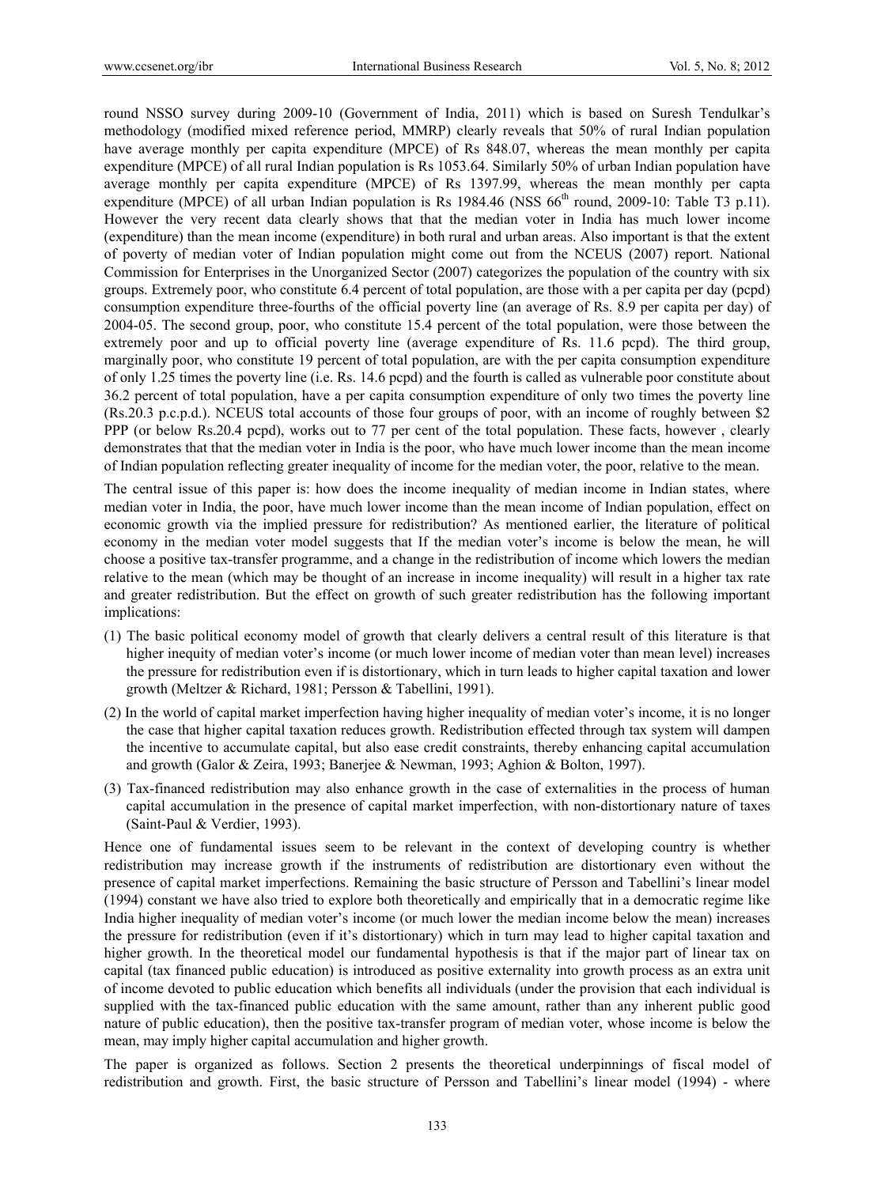round NSSO survey during 2009-10 (Government of India, 2011) which is based on Suresh Tendulkar's methodology (modified mixed reference period, MMRP) clearly reveals that 50% of rural Indian population have average monthly per capita expenditure (MPCE) of Rs 848.07, whereas the mean monthly per capita expenditure (MPCE) of all rural Indian population is Rs 1053.64. Similarly 50% of urban Indian population have average monthly per capita expenditure (MPCE) of Rs 1397.99, whereas the mean monthly per capta expenditure (MPCE) of all urban Indian population is Rs 1984.46 (NSS 66th round, 2009-10: Table T3 p.11). However the very recent data clearly shows that that the median voter in India has much lower income (expenditure) than the mean income (expenditure) in both rural and urban areas. Also important is that the extent of poverty of median voter of Indian population might come out from the NCEUS (2007) report. National Commission for Enterprises in the Unorganized Sector (2007) categorizes the population of the country with six groups. Extremely poor, who constitute 6.4 percent of total population, are those with a per capita per day (pcpd) consumption expenditure three-fourths of the official poverty line (an average of Rs. 8.9 per capita per day) of 2004-05. The second group, poor, who constitute 15.4 percent of the total population, were those between the extremely poor and up to official poverty line (average expenditure of Rs. 11.6 pcpd). The third group, marginally poor, who constitute 19 percent of total population, are with the per capita consumption expenditure of only 1.25 times the poverty line (i.e. Rs. 14.6 pcpd) and the fourth is called as vulnerable poor constitute about 36.2 percent of total population, have a per capita consumption expenditure of only two times the poverty line (Rs.20.3 p.c.p.d.). NCEUS total accounts of those four groups of poor, with an income of roughly between \$2 PPP (or below Rs.20.4 pcpd), works out to 77 per cent of the total population. These facts, however , clearly demonstrates that that the median voter in India is the poor, who have much lower income than the mean income of Indian population reflecting greater inequality of income for the median voter, the poor, relative to the mean.

The central issue of this paper is: how does the income inequality of median income in Indian states, where median voter in India, the poor, have much lower income than the mean income of Indian population, effect on economic growth via the implied pressure for redistribution? As mentioned earlier, the literature of political economy in the median voter model suggests that If the median voter's income is below the mean, he will choose a positive tax-transfer programme, and a change in the redistribution of income which lowers the median relative to the mean (which may be thought of an increase in income inequality) will result in a higher tax rate and greater redistribution. But the effect on growth of such greater redistribution has the following important implications:

(1) The basic political economy model of growth that clearly delivers a central result of this literature is that higher inequity of median voter's income (or much lower income of median voter than mean level) increases the pressure for redistribution even if is distortionary, which in turn leads to higher capital taxation and lower growth (Meltzer & Richard, 1981; Persson & Tabellini, 1991).

(2) In the world of capital market imperfection having higher inequality of median voter's income, it is no longer the case that higher capital taxation reduces growth. Redistribution effected through tax system will dampen the incentive to accumulate capital, but also ease credit constraints, thereby enhancing capital accumulation and growth (Galor & Zeira, 1993; Banerjee & Newman, 1993; Aghion & Bolton, 1997).

(3) Tax-financed redistribution may also enhance growth in the case of externalities in the process of human capital accumulation in the presence of capital market imperfection, with non-distortionary nature of taxes (Saint-Paul & Verdier, 1993).

Hence one of fundamental issues seem to be relevant in the context of developing country is whether redistribution may increase growth if the instruments of redistribution are distortionary even without the presence of capital market imperfections. Remaining the basic structure of Persson and Tabellini's linear model (1994) constant we have also tried to explore both theoretically and empirically that in a democratic regime like India higher inequality of median voter's income (or much lower the median income below the mean) increases the pressure for redistribution (even if it's distortionary) which in turn may lead to higher capital taxation and higher growth. In the theoretical model our fundamental hypothesis is that if the major part of linear tax on capital (tax financed public education) is introduced as positive externality into growth process as an extra unit of income devoted to public education which benefits all individuals (under the provision that each individual is supplied with the tax-financed public education with the same amount, rather than any inherent public good nature of public education), then the positive tax-transfer program of median voter, whose income is below the mean, may imply higher capital accumulation and higher growth.

The paper is organized as follows. Section 2 presents the theoretical underpinnings of fiscal model of redistribution and growth. First, the basic structure of Persson and Tabellini's linear model (1994) - where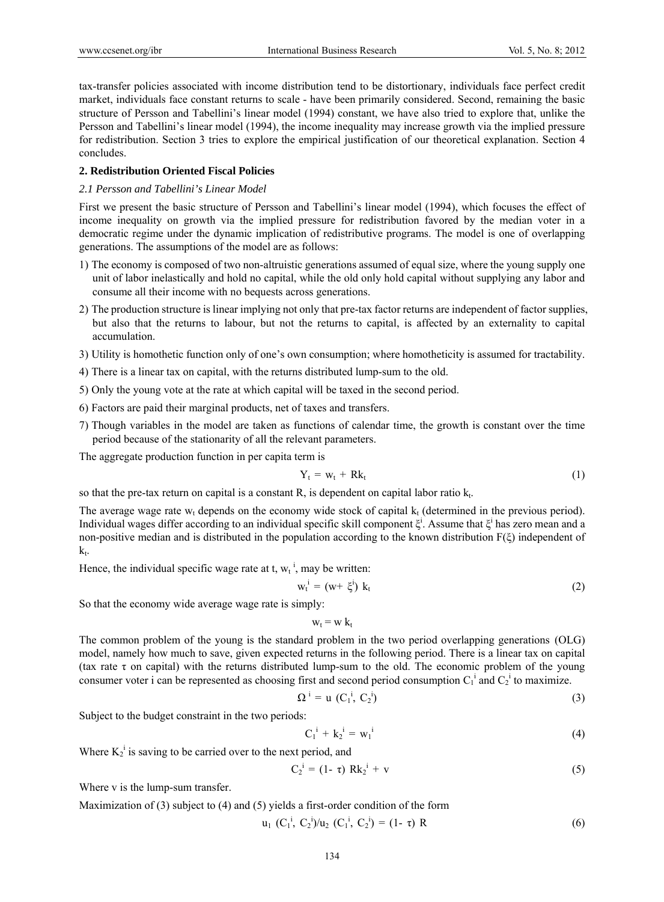tax-transfer policies associated with income distribution tend to be distortionary, individuals face perfect credit market, individuals face constant returns to scale - have been primarily considered. Second, remaining the basic structure of Persson and Tabellini's linear model (1994) constant, we have also tried to explore that, unlike the Persson and Tabellini's linear model (1994), the income inequality may increase growth via the implied pressure for redistribution. Section 3 tries to explore the empirical justification of our theoretical explanation. Section 4 concludes.

## 2. Redistribution Oriented Fiscal Policies

### *2.1 Persson and Tabellini's Linear Model*

First we present the basic structure of Persson and Tabellini's linear model (1994), which focuses the effect of income inequality on growth via the implied pressure for redistribution favored by the median voter in a democratic regime under the dynamic implication of redistributive programs. The model is one of overlapping generations. The assumptions of the model are as follows:

1) The economy is composed of two non-altruistic generations assumed of equal size, where the young supply one unit of labor inelastically and hold no capital, while the old only hold capital without supplying any labor and consume all their income with no bequests across generations.
2) The production structure is linear implying not only that pre-tax factor returns are independent of factor supplies, but also that the returns to labour, but not the returns to capital, is affected by an externality to capital accumulation.
3) Utility is homothetic function only of one's own consumption; where homotheticity is assumed for tractability.
4) There is a linear tax on capital, with the returns distributed lump-sum to the old.
5) Only the young vote at the rate at which capital will be taxed in the second period.
6) Factors are paid their marginal products, net of taxes and transfers.
7) Though variables in the model are taken as functions of calendar time, the growth is constant over the time period because of the stationarity of all the relevant parameters.

The aggregate production function in per capita term is

$$Y_t = w_t + Rk_t \tag{1}$$

so that the pre-tax return on capital is a constant R, is dependent on capital labor ratio $k_t$.

The average wage rate $w_t$ depends on the economy wide stock of capital $k_t$ (determined in the previous period). Individual wages differ according to an individual specific skill component $\xi^i$. Assume that $\xi^i$ has zero mean and a non-positive median and is distributed in the population according to the known distribution $F(\xi)$ independent of $k_t$.

Hence, the individual specific wage rate at t, $w_t^{\ i}$, may be written:

$$w_t^i = (w + \xi^i)\ k_t \tag{2}$$

So that the economy wide average wage rate is simply:

$$w_t = w\ k_t$$

The common problem of the young is the standard problem in the two period overlapping generations (OLG) model, namely how much to save, given expected returns in the following period. There is a linear tax on capital (tax rate τ on capital) with the returns distributed lump-sum to the old. The economic problem of the young consumer voter i can be represented as choosing first and second period consumption $C_1^i$ and $C_2^i$ to maximize.

$$\Omega^i = u\ (C_1^i,\ C_2^i) \tag{3}$$

Subject to the budget constraint in the two periods:

$$C_1^i + k_2^i = w_1^i \tag{4}$$

Where $K_2^i$ is saving to be carried over to the next period, and

$$C_2^i = (1-\tau)\ Rk_2^i + v \tag{5}$$

Where v is the lump-sum transfer.

Maximization of (3) subject to (4) and (5) yields a first-order condition of the form

$$u_1\ (C_1^i,\ C_2^i)/u_2\ (C_1^i,\ C_2^i) = (1-\tau)\ R \tag{6}$$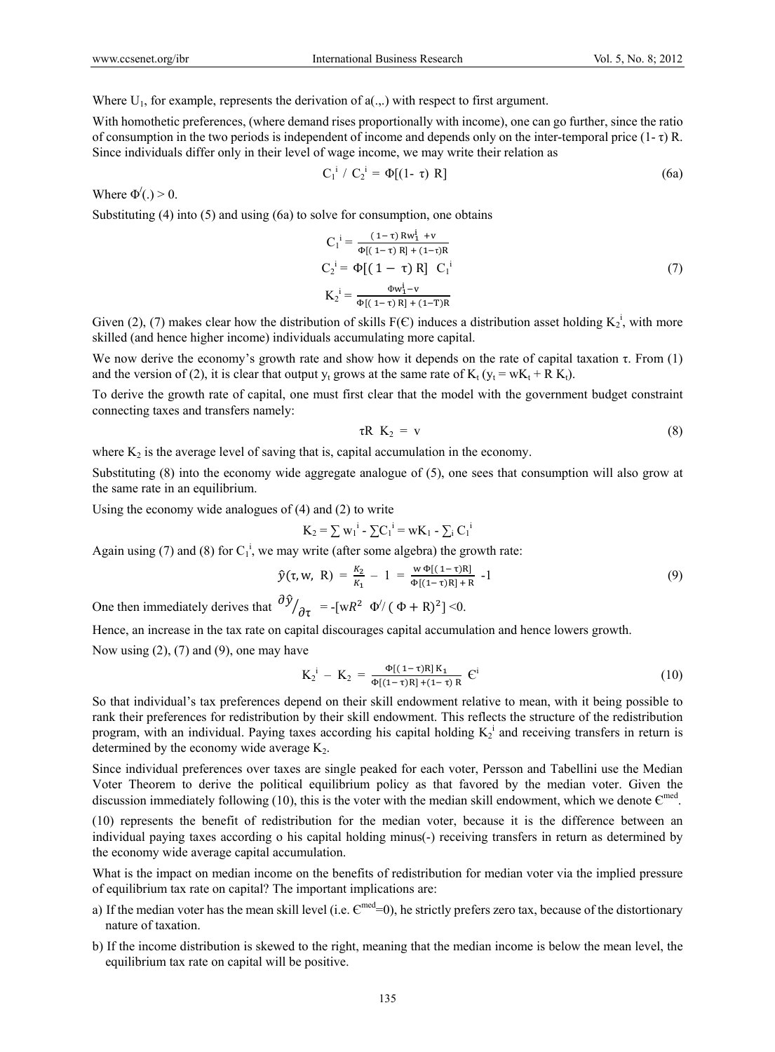Where $U_1$, for example, represents the derivation of a(.,.) with respect to first argument.

With homothetic preferences, (where demand rises proportionally with income), one can go further, since the ratio of consumption in the two periods is independent of income and depends only on the inter-temporal price $(1-\tau)$ R. Since individuals differ only in their level of wage income, we may write their relation as

$$C_1^i \,/\, C_2^i = \Phi[(1-\tau)\,R] \tag{6a}$$

Where $\Phi'(.) > 0$.

Substituting (4) into (5) and using (6a) to solve for consumption, one obtains

$$C_1^i = \frac{(1-\tau)\,Rw_1^i + v}{\Phi[(1-\tau)\,R] + (1-\tau)R}$$

$$C_2^i = \Phi[(1-\tau)\,R]\;\; C_1^i \tag{7}$$

$$K_2^i = \frac{\Phi w_1^i - v}{\Phi[(1-\tau)\,R] + (1-T)R}$$

Given (2), (7) makes clear how the distribution of skills F(€) induces a distribution asset holding $K_2^i$, with more skilled (and hence higher income) individuals accumulating more capital.

We now derive the economy's growth rate and show how it depends on the rate of capital taxation τ. From (1) and the version of (2), it is clear that output $y_t$ grows at the same rate of $K_t$ ($y_t = wK_t + R\,K_t$).

To derive the growth rate of capital, one must first clear that the model with the government budget constraint connecting taxes and transfers namely:

$$\tau R\;\; K_2 = v \tag{8}$$

where $K_2$ is the average level of saving that is, capital accumulation in the economy.

Substituting (8) into the economy wide aggregate analogue of (5), one sees that consumption will also grow at the same rate in an equilibrium.

Using the economy wide analogues of (4) and (2) to write

$$K_2 = \sum w_1^i - \sum C_1^i = wK_1 - \sum_i C_1^i$$

Again using (7) and (8) for $C_1^i$, we may write (after some algebra) the growth rate:

$$\hat{y}(\tau, w,\; R) = \frac{K_2}{K_1} - 1 = \frac{w\,\Phi[(1-\tau)R]}{\Phi[(1-\tau)R] + R} - 1 \tag{9}$$

One then immediately derives that $\partial\hat{y}/\partial\tau = -[wR^2\;\; \Phi'/(\Phi + R)^2] < 0$.

Hence, an increase in the tax rate on capital discourages capital accumulation and hence lowers growth.

Now using (2), (7) and (9), one may have

$$K_2^i - K_2 = \frac{\Phi[(1-\tau)R]\,K_1}{\Phi[(1-\tau)R] + (1-\tau)\,R}\;\; €^i \tag{10}$$

So that individual's tax preferences depend on their skill endowment relative to mean, with it being possible to rank their preferences for redistribution by their skill endowment. This reflects the structure of the redistribution program, with an individual. Paying taxes according his capital holding $K_2^i$ and receiving transfers in return is determined by the economy wide average $K_2$.

Since individual preferences over taxes are single peaked for each voter, Persson and Tabellini use the Median Voter Theorem to derive the political equilibrium policy as that favored by the median voter. Given the discussion immediately following (10), this is the voter with the median skill endowment, which we denote $€^{med}$.

(10) represents the benefit of redistribution for the median voter, because it is the difference between an individual paying taxes according o his capital holding minus(-) receiving transfers in return as determined by the economy wide average capital accumulation.

What is the impact on median income on the benefits of redistribution for median voter via the implied pressure of equilibrium tax rate on capital? The important implications are:

a) If the median voter has the mean skill level (i.e. $€^{med}$=0), he strictly prefers zero tax, because of the distortionary nature of taxation.

b) If the income distribution is skewed to the right, meaning that the median income is below the mean level, the equilibrium tax rate on capital will be positive.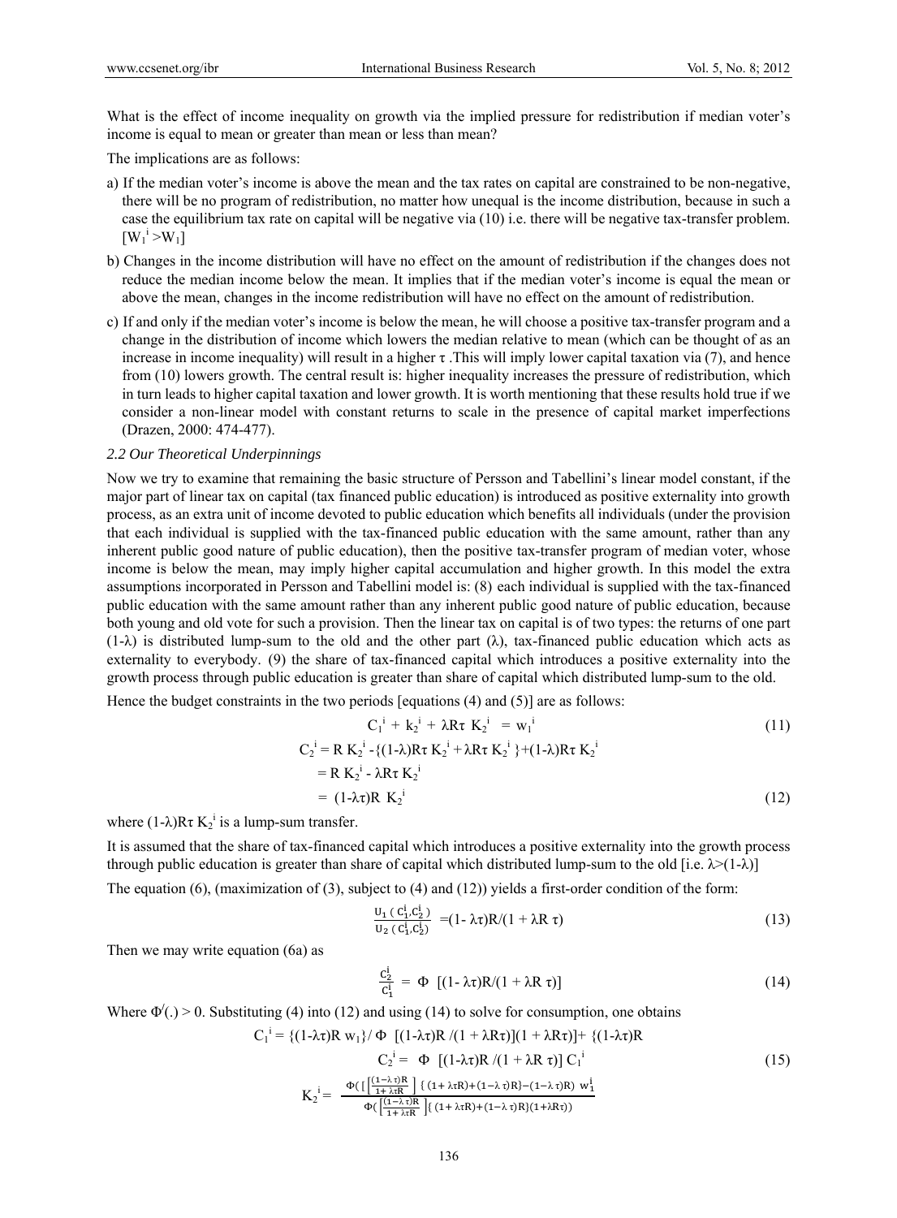What is the effect of income inequality on growth via the implied pressure for redistribution if median voter's income is equal to mean or greater than mean or less than mean?

The implications are as follows:

a) If the median voter's income is above the mean and the tax rates on capital are constrained to be non-negative, there will be no program of redistribution, no matter how unequal is the income distribution, because in such a case the equilibrium tax rate on capital will be negative via (10) i.e. there will be negative tax-transfer problem. [$W_1^i > W_1$]

b) Changes in the income distribution will have no effect on the amount of redistribution if the changes does not reduce the median income below the mean. It implies that if the median voter's income is equal the mean or above the mean, changes in the income redistribution will have no effect on the amount of redistribution.

c) If and only if the median voter's income is below the mean, he will choose a positive tax-transfer program and a change in the distribution of income which lowers the median relative to mean (which can be thought of as an increase in income inequality) will result in a higher $\tau$ .This will imply lower capital taxation via (7), and hence from (10) lowers growth. The central result is: higher inequality increases the pressure of redistribution, which in turn leads to higher capital taxation and lower growth. It is worth mentioning that these results hold true if we consider a non-linear model with constant returns to scale in the presence of capital market imperfections (Drazen, 2000: 474-477).

### 2.2 Our Theoretical Underpinnings

Now we try to examine that remaining the basic structure of Persson and Tabellini's linear model constant, if the major part of linear tax on capital (tax financed public education) is introduced as positive externality into growth process, as an extra unit of income devoted to public education which benefits all individuals (under the provision that each individual is supplied with the tax-financed public education with the same amount, rather than any inherent public good nature of public education), then the positive tax-transfer program of median voter, whose income is below the mean, may imply higher capital accumulation and higher growth. In this model the extra assumptions incorporated in Persson and Tabellini model is: (8) each individual is supplied with the tax-financed public education with the same amount rather than any inherent public good nature of public education, because both young and old vote for such a provision. Then the linear tax on capital is of two types: the returns of one part ($1-\lambda$) is distributed lump-sum to the old and the other part ($\lambda$), tax-financed public education which acts as externality to everybody. (9) the share of tax-financed capital which introduces a positive externality into the growth process through public education is greater than share of capital which distributed lump-sum to the old.

Hence the budget constraints in the two periods [equations (4) and (5)] are as follows:

$$C_1^i + k_2^i + \lambda R\tau K_2^i = w_1^i \tag{11}$$

$$\begin{aligned} C_2^i &= R K_2^i - \{(1-\lambda)R\tau K_2^i + \lambda R\tau K_2^i\} + (1-\lambda)R\tau K_2^i \\ &= R K_2^i - \lambda R\tau K_2^i \\ &= (1-\lambda\tau)R K_2^i \end{aligned} \tag{12}$$

where $(1-\lambda)R\tau K_2^i$ is a lump-sum transfer.

It is assumed that the share of tax-financed capital which introduces a positive externality into the growth process through public education is greater than share of capital which distributed lump-sum to the old [i.e. $\lambda > (1-\lambda)$]

The equation (6), (maximization of (3), subject to (4) and (12)) yields a first-order condition of the form:

$$\frac{U_1(C_1^i, C_2^i)}{U_2(C_1^i, C_2^i)} = (1-\lambda\tau)R/(1+\lambda R\tau) \tag{13}$$

Then we may write equation (6a) as

$$\frac{C_2^i}{C_1^i} = \Phi\ [(1-\lambda\tau)R/(1+\lambda R\tau)] \tag{14}$$

Where $\Phi'(.) > 0$. Substituting (4) into (12) and using (14) to solve for consumption, one obtains

$$C_1^i = \{(1-\lambda\tau)R\, w_1\} / \Phi\ [(1-\lambda\tau)R/(1+\lambda R\tau)](1+\lambda R\tau)] + \{(1-\lambda\tau)R$$

$$C_2^i = \Phi\ [(1-\lambda\tau)R/(1+\lambda R\tau)]\, C_1^i \tag{15}$$

$$K_2^i = \frac{\Phi\left(\left[\frac{(1-\lambda\tau)R}{1+\lambda\tau R}\right]\{(1+\lambda\tau R)+(1-\lambda\tau)R\} - (1-\lambda\tau)R\right) w_1^i}{\Phi\left(\left[\frac{(1-\lambda\tau)R}{1+\lambda\tau R}\right]\{(1+\lambda\tau R)+(1-\lambda\tau)R\}(1+\lambda R\tau)\right)}$$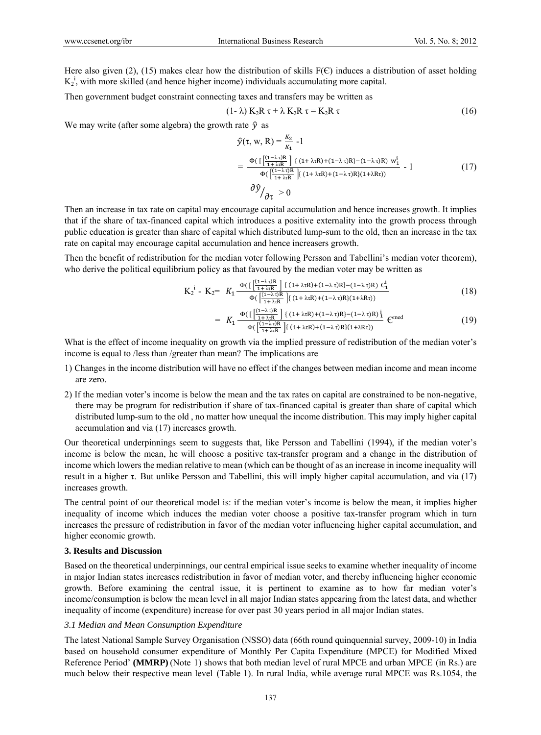Here also given (2), (15) makes clear how the distribution of skills $F(\epsilon)$ induces a distribution of asset holding $K_2^i$, with more skilled (and hence higher income) individuals accumulating more capital.

Then government budget constraint connecting taxes and transfers may be written as

$$(1-\lambda) K_2 R \tau + \lambda K_2 R \tau = K_2 R \tau \tag{16}$$

We may write (after some algebra) the growth rate $\hat{y}$ as

$$\hat{y}(\tau, w, R) = \frac{K_2}{K_1} - 1$$

$$= \frac{\Phi\left(\left[\left[\frac{(1-\lambda\tau)R}{1+\lambda\tau R}\right]\{(1+\lambda\tau R)+(1-\lambda\tau)R\}-(1-\lambda\tau)R\right) w_1^i}{\Phi\left(\left[\frac{(1-\lambda\tau)R}{1+\lambda\tau R}\right]\{(1+\lambda\tau R)+(1-\lambda\tau)R\}(1+\lambda R\tau)\right)} - 1 \tag{17}$$

$$\partial\hat{y}/_{\partial\tau} > 0$$

Then an increase in tax rate on capital may encourage capital accumulation and hence increases growth. It implies that if the share of tax-financed capital which introduces a positive externality into the growth process through public education is greater than share of capital which distributed lump-sum to the old, then an increase in the tax rate on capital may encourage capital accumulation and hence increasers growth.

Then the benefit of redistribution for the median voter following Persson and Tabellini's median voter theorem), who derive the political equilibrium policy as that favoured by the median voter may be written as

$$K_2^i - K_2 = K_1 \frac{\Phi\left(\left[\left[\frac{(1-\lambda\tau)R}{1+\lambda\tau R}\right]\{(1+\lambda\tau R)+(1-\lambda\tau)R\}-(1-\lambda\tau)R\right) \epsilon_1^i}{\Phi\left(\left[\frac{(1-\lambda\tau)R}{1+\lambda\tau R}\right]\{(1+\lambda\tau R)+(1-\lambda\tau)R\}(1+\lambda R\tau)\right)} \tag{18}$$

$$= K_1 \frac{\Phi\left(\left[\left[\frac{(1-\lambda\tau)R}{1+\lambda\tau R}\right]\{(1+\lambda\tau R)+(1-\lambda\tau)R\}-(1-\lambda\tau)R\right)^{i}_{1}}{\Phi\left(\left[\frac{(1-\lambda\tau)R}{1+\lambda\tau R}\right]\{(1+\lambda\tau R)+(1-\lambda\tau)R\}(1+\lambda R\tau)\right)} \epsilon^{med} \tag{19}$$

What is the effect of income inequality on growth via the implied pressure of redistribution of the median voter's income is equal to /less than /greater than mean? The implications are

1) Changes in the income distribution will have no effect if the changes between median income and mean income are zero.
2) If the median voter's income is below the mean and the tax rates on capital are constrained to be non-negative, there may be program for redistribution if share of tax-financed capital is greater than share of capital which distributed lump-sum to the old , no matter how unequal the income distribution. This may imply higher capital accumulation and via (17) increases growth.

Our theoretical underpinnings seem to suggests that, like Persson and Tabellini (1994), if the median voter's income is below the mean, he will choose a positive tax-transfer program and a change in the distribution of income which lowers the median relative to mean (which can be thought of as an increase in income inequality will result in a higher $\tau$. But unlike Persson and Tabellini, this will imply higher capital accumulation, and via (17) increases growth.

The central point of our theoretical model is: if the median voter's income is below the mean, it implies higher inequality of income which induces the median voter choose a positive tax-transfer program which in turn increases the pressure of redistribution in favor of the median voter influencing higher capital accumulation, and higher economic growth.

## 3. Results and Discussion

Based on the theoretical underpinnings, our central empirical issue seeks to examine whether inequality of income in major Indian states increases redistribution in favor of median voter, and thereby influencing higher economic growth. Before examining the central issue, it is pertinent to examine as to how far median voter's income/consumption is below the mean level in all major Indian states appearing from the latest data, and whether inequality of income (expenditure) increase for over past 30 years period in all major Indian states.

### *3.1 Median and Mean Consumption Expenditure*

The latest National Sample Survey Organisation (NSSO) data (66th round quinquennial survey, 2009-10) in India based on household consumer expenditure of Monthly Per Capita Expenditure (MPCE) for Modified Mixed Reference Period' **(MMRP)** (Note 1) shows that both median level of rural MPCE and urban MPCE (in Rs.) are much below their respective mean level (Table 1). In rural India, while average rural MPCE was Rs.1054, the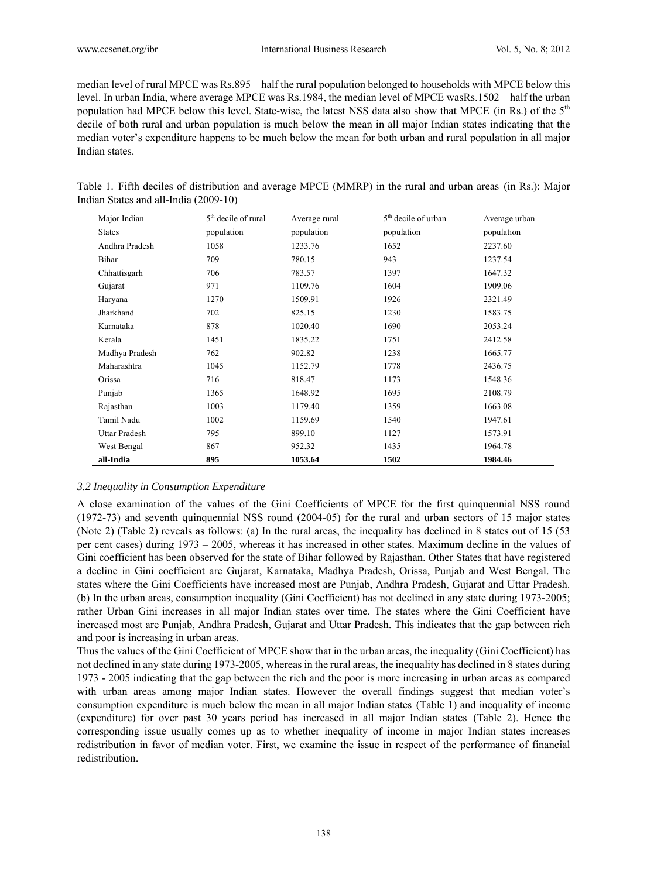median level of rural MPCE was Rs.895 – half the rural population belonged to households with MPCE below this level. In urban India, where average MPCE was Rs.1984, the median level of MPCE wasRs.1502 – half the urban population had MPCE below this level. State-wise, the latest NSS data also show that MPCE (in Rs.) of the 5th decile of both rural and urban population is much below the mean in all major Indian states indicating that the median voter's expenditure happens to be much below the mean for both urban and rural population in all major Indian states.

Table 1. Fifth deciles of distribution and average MPCE (MMRP) in the rural and urban areas (in Rs.): Major Indian States and all-India (2009-10)

| Major Indian States | 5th decile of rural population | Average rural population | 5th decile of urban population | Average urban population |
|---|---|---|---|---|
| Andhra Pradesh | 1058 | 1233.76 | 1652 | 2237.60 |
| Bihar | 709 | 780.15 | 943 | 1237.54 |
| Chhattisgarh | 706 | 783.57 | 1397 | 1647.32 |
| Gujarat | 971 | 1109.76 | 1604 | 1909.06 |
| Haryana | 1270 | 1509.91 | 1926 | 2321.49 |
| Jharkhand | 702 | 825.15 | 1230 | 1583.75 |
| Karnataka | 878 | 1020.40 | 1690 | 2053.24 |
| Kerala | 1451 | 1835.22 | 1751 | 2412.58 |
| Madhya Pradesh | 762 | 902.82 | 1238 | 1665.77 |
| Maharashtra | 1045 | 1152.79 | 1778 | 2436.75 |
| Orissa | 716 | 818.47 | 1173 | 1548.36 |
| Punjab | 1365 | 1648.92 | 1695 | 2108.79 |
| Rajasthan | 1003 | 1179.40 | 1359 | 1663.08 |
| Tamil Nadu | 1002 | 1159.69 | 1540 | 1947.61 |
| Uttar Pradesh | 795 | 899.10 | 1127 | 1573.91 |
| West Bengal | 867 | 952.32 | 1435 | 1964.78 |
| **all-India** | **895** | **1053.64** | **1502** | **1984.46** |

### *3.2 Inequality in Consumption Expenditure*

A close examination of the values of the Gini Coefficients of MPCE for the first quinquennial NSS round (1972-73) and seventh quinquennial NSS round (2004-05) for the rural and urban sectors of 15 major states (Note 2) (Table 2) reveals as follows: (a) In the rural areas, the inequality has declined in 8 states out of 15 (53 per cent cases) during 1973 – 2005, whereas it has increased in other states. Maximum decline in the values of Gini coefficient has been observed for the state of Bihar followed by Rajasthan. Other States that have registered a decline in Gini coefficient are Gujarat, Karnataka, Madhya Pradesh, Orissa, Punjab and West Bengal. The states where the Gini Coefficients have increased most are Punjab, Andhra Pradesh, Gujarat and Uttar Pradesh. (b) In the urban areas, consumption inequality (Gini Coefficient) has not declined in any state during 1973-2005; rather Urban Gini increases in all major Indian states over time. The states where the Gini Coefficient have increased most are Punjab, Andhra Pradesh, Gujarat and Uttar Pradesh. This indicates that the gap between rich and poor is increasing in urban areas.

Thus the values of the Gini Coefficient of MPCE show that in the urban areas, the inequality (Gini Coefficient) has not declined in any state during 1973-2005, whereas in the rural areas, the inequality has declined in 8 states during 1973 - 2005 indicating that the gap between the rich and the poor is more increasing in urban areas as compared with urban areas among major Indian states. However the overall findings suggest that median voter's consumption expenditure is much below the mean in all major Indian states (Table 1) and inequality of income (expenditure) for over past 30 years period has increased in all major Indian states (Table 2). Hence the corresponding issue usually comes up as to whether inequality of income in major Indian states increases redistribution in favor of median voter. First, we examine the issue in respect of the performance of financial redistribution.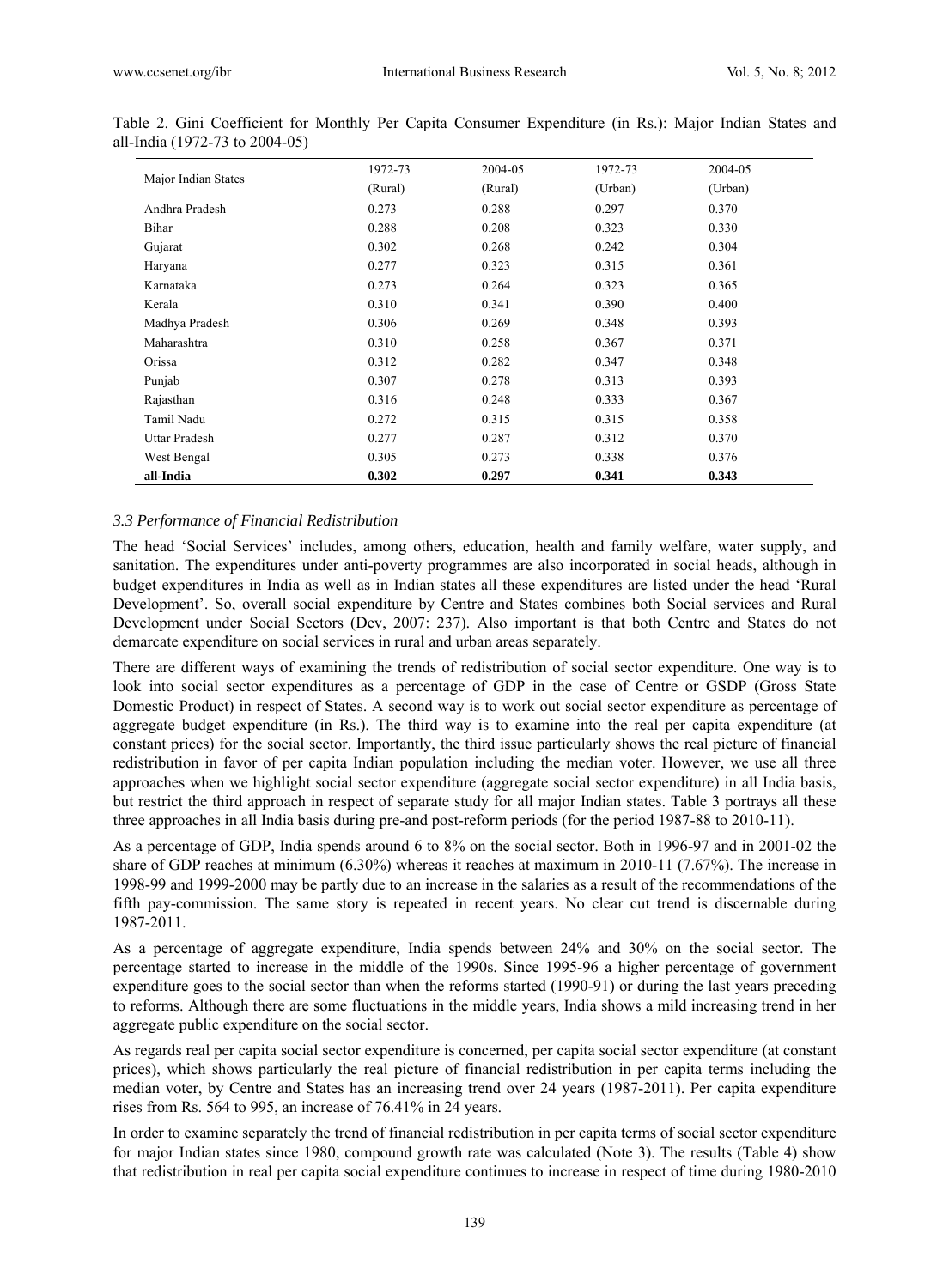Table 2. Gini Coefficient for Monthly Per Capita Consumer Expenditure (in Rs.): Major Indian States and all-India (1972-73 to 2004-05)

| Major Indian States | 1972-73 (Rural) | 2004-05 (Rural) | 1972-73 (Urban) | 2004-05 (Urban) |
|---|---|---|---|---|
| Andhra Pradesh | 0.273 | 0.288 | 0.297 | 0.370 |
| Bihar | 0.288 | 0.208 | 0.323 | 0.330 |
| Gujarat | 0.302 | 0.268 | 0.242 | 0.304 |
| Haryana | 0.277 | 0.323 | 0.315 | 0.361 |
| Karnataka | 0.273 | 0.264 | 0.323 | 0.365 |
| Kerala | 0.310 | 0.341 | 0.390 | 0.400 |
| Madhya Pradesh | 0.306 | 0.269 | 0.348 | 0.393 |
| Maharashtra | 0.310 | 0.258 | 0.367 | 0.371 |
| Orissa | 0.312 | 0.282 | 0.347 | 0.348 |
| Punjab | 0.307 | 0.278 | 0.313 | 0.393 |
| Rajasthan | 0.316 | 0.248 | 0.333 | 0.367 |
| Tamil Nadu | 0.272 | 0.315 | 0.315 | 0.358 |
| Uttar Pradesh | 0.277 | 0.287 | 0.312 | 0.370 |
| West Bengal | 0.305 | 0.273 | 0.338 | 0.376 |
| **all-India** | **0.302** | **0.297** | **0.341** | **0.343** |

### *3.3 Performance of Financial Redistribution*

The head 'Social Services' includes, among others, education, health and family welfare, water supply, and sanitation. The expenditures under anti-poverty programmes are also incorporated in social heads, although in budget expenditures in India as well as in Indian states all these expenditures are listed under the head 'Rural Development'. So, overall social expenditure by Centre and States combines both Social services and Rural Development under Social Sectors (Dev, 2007: 237). Also important is that both Centre and States do not demarcate expenditure on social services in rural and urban areas separately.

There are different ways of examining the trends of redistribution of social sector expenditure. One way is to look into social sector expenditures as a percentage of GDP in the case of Centre or GSDP (Gross State Domestic Product) in respect of States. A second way is to work out social sector expenditure as percentage of aggregate budget expenditure (in Rs.). The third way is to examine into the real per capita expenditure (at constant prices) for the social sector. Importantly, the third issue particularly shows the real picture of financial redistribution in favor of per capita Indian population including the median voter. However, we use all three approaches when we highlight social sector expenditure (aggregate social sector expenditure) in all India basis, but restrict the third approach in respect of separate study for all major Indian states. Table 3 portrays all these three approaches in all India basis during pre-and post-reform periods (for the period 1987-88 to 2010-11).

As a percentage of GDP, India spends around 6 to 8% on the social sector. Both in 1996-97 and in 2001-02 the share of GDP reaches at minimum (6.30%) whereas it reaches at maximum in 2010-11 (7.67%). The increase in 1998-99 and 1999-2000 may be partly due to an increase in the salaries as a result of the recommendations of the fifth pay-commission. The same story is repeated in recent years. No clear cut trend is discernable during 1987-2011.

As a percentage of aggregate expenditure, India spends between 24% and 30% on the social sector. The percentage started to increase in the middle of the 1990s. Since 1995-96 a higher percentage of government expenditure goes to the social sector than when the reforms started (1990-91) or during the last years preceding to reforms. Although there are some fluctuations in the middle years, India shows a mild increasing trend in her aggregate public expenditure on the social sector.

As regards real per capita social sector expenditure is concerned, per capita social sector expenditure (at constant prices), which shows particularly the real picture of financial redistribution in per capita terms including the median voter, by Centre and States has an increasing trend over 24 years (1987-2011). Per capita expenditure rises from Rs. 564 to 995, an increase of 76.41% in 24 years.

In order to examine separately the trend of financial redistribution in per capita terms of social sector expenditure for major Indian states since 1980, compound growth rate was calculated (Note 3). The results (Table 4) show that redistribution in real per capita social expenditure continues to increase in respect of time during 1980-2010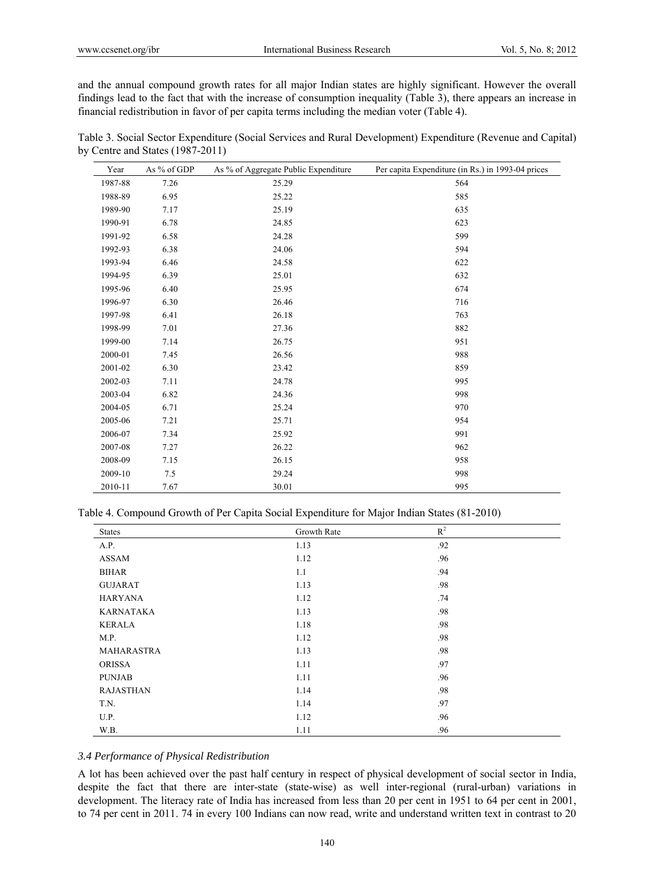and the annual compound growth rates for all major Indian states are highly significant. However the overall findings lead to the fact that with the increase of consumption inequality (Table 3), there appears an increase in financial redistribution in favor of per capita terms including the median voter (Table 4).

Table 3. Social Sector Expenditure (Social Services and Rural Development) Expenditure (Revenue and Capital) by Centre and States (1987-2011)

| Year | As % of GDP | As % of Aggregate Public Expenditure | Per capita Expenditure (in Rs.) in 1993-04 prices |
|---|---|---|---|
| 1987-88 | 7.26 | 25.29 | 564 |
| 1988-89 | 6.95 | 25.22 | 585 |
| 1989-90 | 7.17 | 25.19 | 635 |
| 1990-91 | 6.78 | 24.85 | 623 |
| 1991-92 | 6.58 | 24.28 | 599 |
| 1992-93 | 6.38 | 24.06 | 594 |
| 1993-94 | 6.46 | 24.58 | 622 |
| 1994-95 | 6.39 | 25.01 | 632 |
| 1995-96 | 6.40 | 25.95 | 674 |
| 1996-97 | 6.30 | 26.46 | 716 |
| 1997-98 | 6.41 | 26.18 | 763 |
| 1998-99 | 7.01 | 27.36 | 882 |
| 1999-00 | 7.14 | 26.75 | 951 |
| 2000-01 | 7.45 | 26.56 | 988 |
| 2001-02 | 6.30 | 23.42 | 859 |
| 2002-03 | 7.11 | 24.78 | 995 |
| 2003-04 | 6.82 | 24.36 | 998 |
| 2004-05 | 6.71 | 25.24 | 970 |
| 2005-06 | 7.21 | 25.71 | 954 |
| 2006-07 | 7.34 | 25.92 | 991 |
| 2007-08 | 7.27 | 26.22 | 962 |
| 2008-09 | 7.15 | 26.15 | 958 |
| 2009-10 | 7.5 | 29.24 | 998 |
| 2010-11 | 7.67 | 30.01 | 995 |

Table 4. Compound Growth of Per Capita Social Expenditure for Major Indian States (81-2010)

| States | Growth Rate | $R^2$ |
|---|---|---|
| A.P. | 1.13 | .92 |
| ASSAM | 1.12 | .96 |
| BIHAR | 1.1 | .94 |
| GUJARAT | 1.13 | .98 |
| HARYANA | 1.12 | .74 |
| KARNATAKA | 1.13 | .98 |
| KERALA | 1.18 | .98 |
| M.P. | 1.12 | .98 |
| MAHARASTRA | 1.13 | .98 |
| ORISSA | 1.11 | .97 |
| PUNJAB | 1.11 | .96 |
| RAJASTHAN | 1.14 | .98 |
| T.N. | 1.14 | .97 |
| U.P. | 1.12 | .96 |
| W.B. | 1.11 | .96 |

### *3.4 Performance of Physical Redistribution*

A lot has been achieved over the past half century in respect of physical development of social sector in India, despite the fact that there are inter-state (state-wise) as well inter-regional (rural-urban) variations in development. The literacy rate of India has increased from less than 20 per cent in 1951 to 64 per cent in 2001, to 74 per cent in 2011. 74 in every 100 Indians can now read, write and understand written text in contrast to 20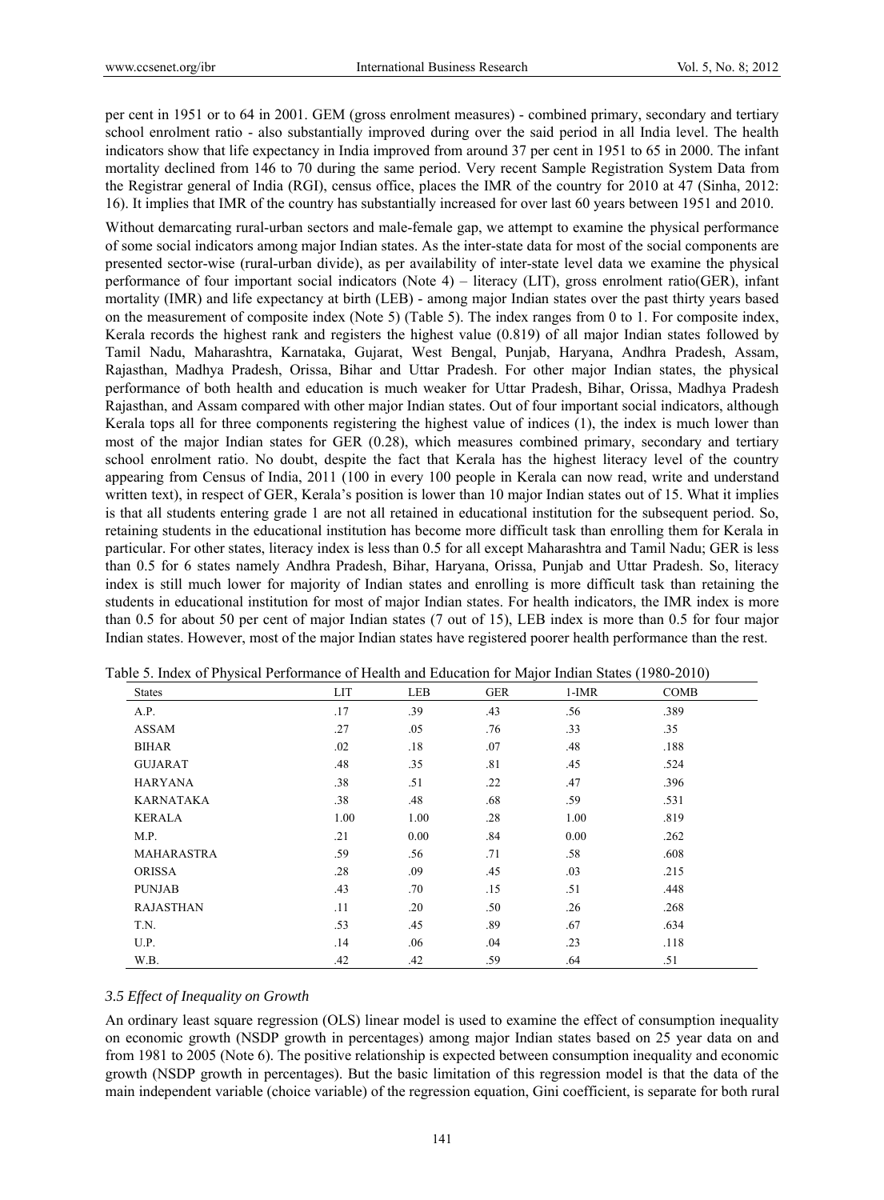per cent in 1951 or to 64 in 2001. GEM (gross enrolment measures) - combined primary, secondary and tertiary school enrolment ratio - also substantially improved during over the said period in all India level. The health indicators show that life expectancy in India improved from around 37 per cent in 1951 to 65 in 2000. The infant mortality declined from 146 to 70 during the same period. Very recent Sample Registration System Data from the Registrar general of India (RGI), census office, places the IMR of the country for 2010 at 47 (Sinha, 2012: 16). It implies that IMR of the country has substantially increased for over last 60 years between 1951 and 2010.

Without demarcating rural-urban sectors and male-female gap, we attempt to examine the physical performance of some social indicators among major Indian states. As the inter-state data for most of the social components are presented sector-wise (rural-urban divide), as per availability of inter-state level data we examine the physical performance of four important social indicators (Note 4) – literacy (LIT), gross enrolment ratio(GER), infant mortality (IMR) and life expectancy at birth (LEB) - among major Indian states over the past thirty years based on the measurement of composite index (Note 5) (Table 5). The index ranges from 0 to 1. For composite index, Kerala records the highest rank and registers the highest value (0.819) of all major Indian states followed by Tamil Nadu, Maharashtra, Karnataka, Gujarat, West Bengal, Punjab, Haryana, Andhra Pradesh, Assam, Rajasthan, Madhya Pradesh, Orissa, Bihar and Uttar Pradesh. For other major Indian states, the physical performance of both health and education is much weaker for Uttar Pradesh, Bihar, Orissa, Madhya Pradesh Rajasthan, and Assam compared with other major Indian states. Out of four important social indicators, although Kerala tops all for three components registering the highest value of indices (1), the index is much lower than most of the major Indian states for GER (0.28), which measures combined primary, secondary and tertiary school enrolment ratio. No doubt, despite the fact that Kerala has the highest literacy level of the country appearing from Census of India, 2011 (100 in every 100 people in Kerala can now read, write and understand written text), in respect of GER, Kerala's position is lower than 10 major Indian states out of 15. What it implies is that all students entering grade 1 are not all retained in educational institution for the subsequent period. So, retaining students in the educational institution has become more difficult task than enrolling them for Kerala in particular. For other states, literacy index is less than 0.5 for all except Maharashtra and Tamil Nadu; GER is less than 0.5 for 6 states namely Andhra Pradesh, Bihar, Haryana, Orissa, Punjab and Uttar Pradesh. So, literacy index is still much lower for majority of Indian states and enrolling is more difficult task than retaining the students in educational institution for most of major Indian states. For health indicators, the IMR index is more than 0.5 for about 50 per cent of major Indian states (7 out of 15), LEB index is more than 0.5 for four major Indian states. However, most of the major Indian states have registered poorer health performance than the rest.

Table 5. Index of Physical Performance of Health and Education for Major Indian States (1980-2010)

| States | LIT | LEB | GER | 1-IMR | COMB |
|---|---|---|---|---|---|
| A.P. | .17 | .39 | .43 | .56 | .389 |
| ASSAM | .27 | .05 | .76 | .33 | .35 |
| BIHAR | .02 | .18 | .07 | .48 | .188 |
| GUJARAT | .48 | .35 | .81 | .45 | .524 |
| HARYANA | .38 | .51 | .22 | .47 | .396 |
| KARNATAKA | .38 | .48 | .68 | .59 | .531 |
| KERALA | 1.00 | 1.00 | .28 | 1.00 | .819 |
| M.P. | .21 | 0.00 | .84 | 0.00 | .262 |
| MAHARASTRA | .59 | .56 | .71 | .58 | .608 |
| ORISSA | .28 | .09 | .45 | .03 | .215 |
| PUNJAB | .43 | .70 | .15 | .51 | .448 |
| RAJASTHAN | .11 | .20 | .50 | .26 | .268 |
| T.N. | .53 | .45 | .89 | .67 | .634 |
| U.P. | .14 | .06 | .04 | .23 | .118 |
| W.B. | .42 | .42 | .59 | .64 | .51 |

### *3.5 Effect of Inequality on Growth*

An ordinary least square regression (OLS) linear model is used to examine the effect of consumption inequality on economic growth (NSDP growth in percentages) among major Indian states based on 25 year data on and from 1981 to 2005 (Note 6). The positive relationship is expected between consumption inequality and economic growth (NSDP growth in percentages). But the basic limitation of this regression model is that the data of the main independent variable (choice variable) of the regression equation, Gini coefficient, is separate for both rural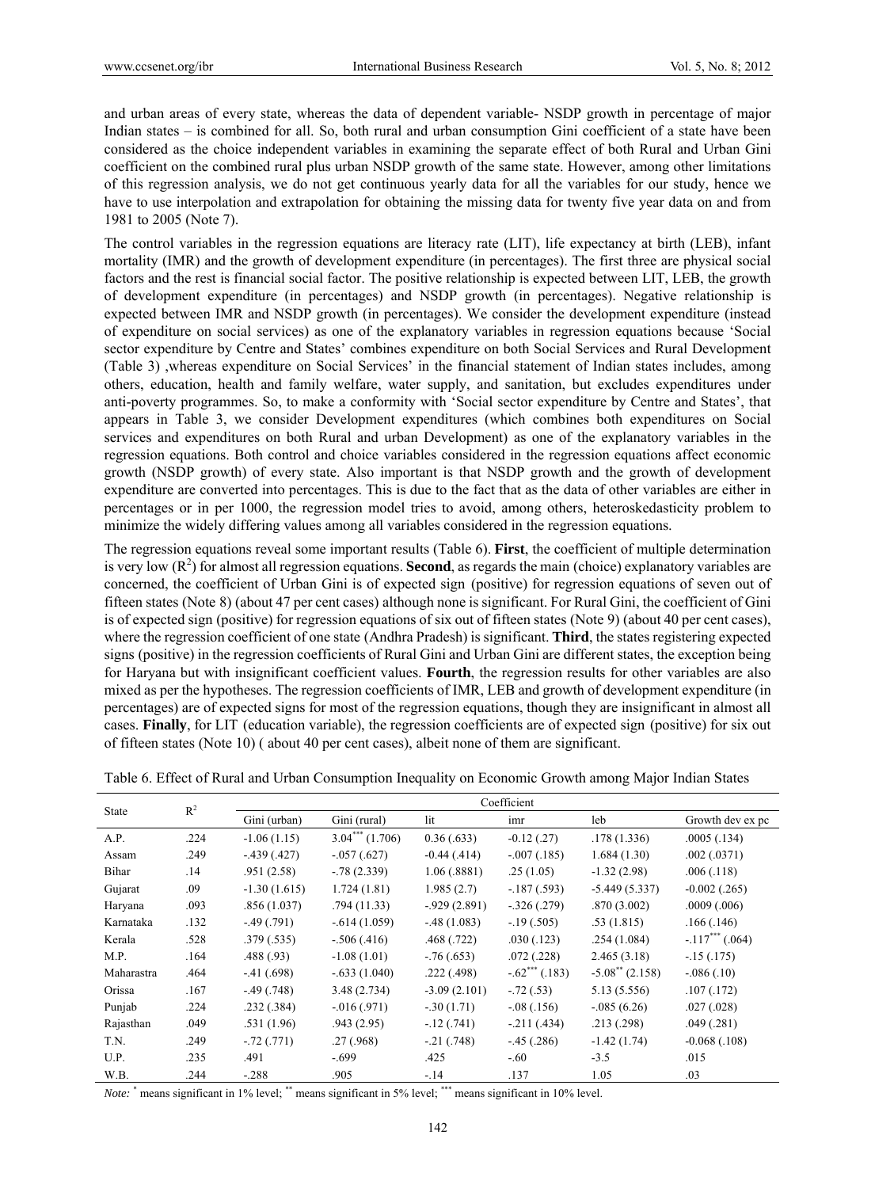and urban areas of every state, whereas the data of dependent variable- NSDP growth in percentage of major Indian states – is combined for all. So, both rural and urban consumption Gini coefficient of a state have been considered as the choice independent variables in examining the separate effect of both Rural and Urban Gini coefficient on the combined rural plus urban NSDP growth of the same state. However, among other limitations of this regression analysis, we do not get continuous yearly data for all the variables for our study, hence we have to use interpolation and extrapolation for obtaining the missing data for twenty five year data on and from 1981 to 2005 (Note 7).

The control variables in the regression equations are literacy rate (LIT), life expectancy at birth (LEB), infant mortality (IMR) and the growth of development expenditure (in percentages). The first three are physical social factors and the rest is financial social factor. The positive relationship is expected between LIT, LEB, the growth of development expenditure (in percentages) and NSDP growth (in percentages). Negative relationship is expected between IMR and NSDP growth (in percentages). We consider the development expenditure (instead of expenditure on social services) as one of the explanatory variables in regression equations because 'Social sector expenditure by Centre and States' combines expenditure on both Social Services and Rural Development (Table 3) ,whereas expenditure on Social Services' in the financial statement of Indian states includes, among others, education, health and family welfare, water supply, and sanitation, but excludes expenditures under anti-poverty programmes. So, to make a conformity with 'Social sector expenditure by Centre and States', that appears in Table 3, we consider Development expenditures (which combines both expenditures on Social services and expenditures on both Rural and urban Development) as one of the explanatory variables in the regression equations. Both control and choice variables considered in the regression equations affect economic growth (NSDP growth) of every state. Also important is that NSDP growth and the growth of development expenditure are converted into percentages. This is due to the fact that as the data of other variables are either in percentages or in per 1000, the regression model tries to avoid, among others, heteroskedasticity problem to minimize the widely differing values among all variables considered in the regression equations.

The regression equations reveal some important results (Table 6). **First**, the coefficient of multiple determination is very low ($R^2$) for almost all regression equations. **Second**, as regards the main (choice) explanatory variables are concerned, the coefficient of Urban Gini is of expected sign (positive) for regression equations of seven out of fifteen states (Note 8) (about 47 per cent cases) although none is significant. For Rural Gini, the coefficient of Gini is of expected sign (positive) for regression equations of six out of fifteen states (Note 9) (about 40 per cent cases), where the regression coefficient of one state (Andhra Pradesh) is significant. **Third**, the states registering expected signs (positive) in the regression coefficients of Rural Gini and Urban Gini are different states, the exception being for Haryana but with insignificant coefficient values. **Fourth**, the regression results for other variables are also mixed as per the hypotheses. The regression coefficients of IMR, LEB and growth of development expenditure (in percentages) are of expected signs for most of the regression equations, though they are insignificant in almost all cases. **Finally**, for LIT (education variable), the regression coefficients are of expected sign (positive) for six out of fifteen states (Note 10) ( about 40 per cent cases), albeit none of them are significant.

Table 6. Effect of Rural and Urban Consumption Inequality on Economic Growth among Major Indian States

| State | $R^2$ | Coefficient | | | | | |
|---|---|---|---|---|---|---|---|
| | | Gini (urban) | Gini (rural) | lit | imr | leb | Growth dev ex pc |
| A.P. | .224 | -1.06 (1.15) | 3.04*** (1.706) | 0.36 (.633) | -0.12 (.27) | .178 (1.336) | .0005 (.134) |
| Assam | .249 | -.439 (.427) | -.057 (.627) | -0.44 (.414) | -.007 (.185) | 1.684 (1.30) | .002 (.0371) |
| Bihar | .14 | .951 (2.58) | -.78 (2.339) | 1.06 (.8881) | .25 (1.05) | -1.32 (2.98) | .006 (.118) |
| Gujarat | .09 | -1.30 (1.615) | 1.724 (1.81) | 1.985 (2.7) | -.187 (.593) | -5.449 (5.337) | -0.002 (.265) |
| Haryana | .093 | .856 (1.037) | .794 (11.33) | -.929 (2.891) | -.326 (.279) | .870 (3.002) | .0009 (.006) |
| Karnataka | .132 | -.49 (.791) | -.614 (1.059) | -.48 (1.083) | -.19 (.505) | .53 (1.815) | .166 (.146) |
| Kerala | .528 | .379 (.535) | -.506 (.416) | .468 (.722) | .030 (.123) | .254 (1.084) | -.117*** (.064) |
| M.P. | .164 | .488 (.93) | -1.08 (1.01) | -.76 (.653) | .072 (.228) | 2.465 (3.18) | -.15 (.175) |
| Maharastra | .464 | -.41 (.698) | -.633 (1.040) | .222 (.498) | -.62*** (.183) | -5.08** (2.158) | -.086 (.10) |
| Orissa | .167 | -.49 (.748) | 3.48 (2.734) | -3.09 (2.101) | -.72 (.53) | 5.13 (5.556) | .107 (.172) |
| Punjab | .224 | .232 (.384) | -.016 (.971) | -.30 (1.71) | -.08 (.156) | -.085 (6.26) | .027 (.028) |
| Rajasthan | .049 | .531 (1.96) | .943 (2.95) | -.12 (.741) | -.211 (.434) | .213 (.298) | .049 (.281) |
| T.N. | .249 | -.72 (.771) | .27 (.968) | -.21 (.748) | -.45 (.286) | -1.42 (1.74) | -0.068 (.108) |
| U.P. | .235 | .491 | -.699 | .425 | -.60 | -3.5 | .015 |
| W.B. | .244 | -.288 | .905 | -.14 | .137 | 1.05 | .03 |

*Note:* * means significant in 1% level; ** means significant in 5% level; *** means significant in 10% level.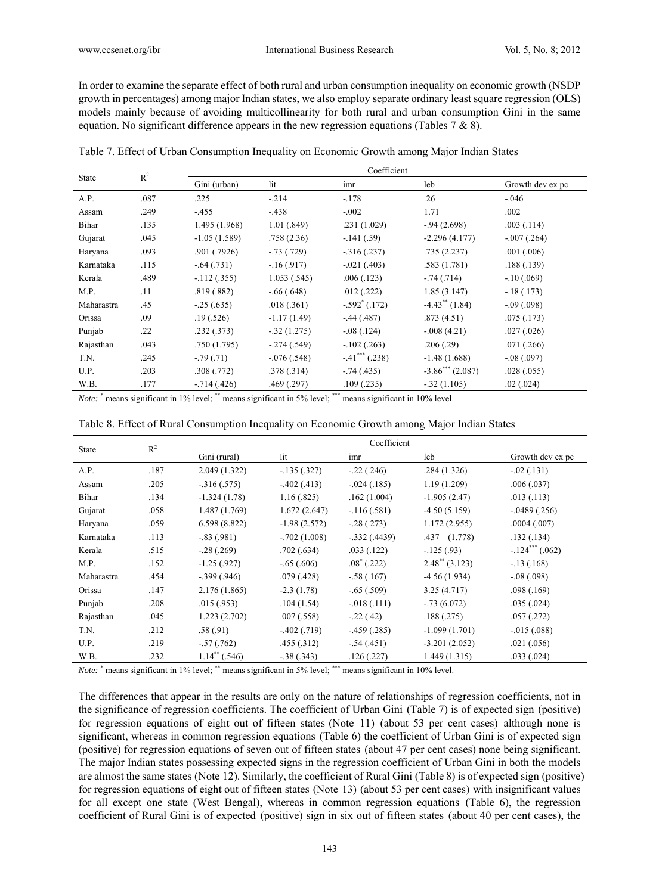In order to examine the separate effect of both rural and urban consumption inequality on economic growth (NSDP growth in percentages) among major Indian states, we also employ separate ordinary least square regression (OLS) models mainly because of avoiding multicollinearity for both rural and urban consumption Gini in the same equation. No significant difference appears in the new regression equations (Tables 7 & 8).

Table 7. Effect of Urban Consumption Inequality on Economic Growth among Major Indian States

| State | $R^2$ | Coefficient | | | | |
|---|---|---|---|---|---|---|
| | | Gini (urban) | lit | imr | leb | Growth dev ex pc |
| A.P. | .087 | .225 | -.214 | -.178 | .26 | -.046 |
| Assam | .249 | -.455 | -.438 | -.002 | 1.71 | .002 |
| Bihar | .135 | 1.495 (1.968) | 1.01 (.849) | .231 (1.029) | -.94 (2.698) | .003 (.114) |
| Gujarat | .045 | -1.05 (1.589) | .758 (2.36) | -.141 (.59) | -2.296 (4.177) | -.007 (.264) |
| Haryana | .093 | .901 (.7926) | -.73 (.729) | -.316 (.237) | .735 (2.237) | .001 (.006) |
| Karnataka | .115 | -.64 (.731) | -.16 (.917) | -.021 (.403) | .583 (1.781) | .188 (.139) |
| Kerala | .489 | -.112 (.355) | 1.053 (.545) | .006 (.123) | -.74 (.714) | -.10 (.069) |
| M.P. | .11 | .819 (.882) | -.66 (.648) | .012 (.222) | 1.85 (3.147) | -.18 (.173) |
| Maharastra | .45 | -.25 (.635) | .018 (.361) | -.592* (.172) | -4.43** (1.84) | -.09 (.098) |
| Orissa | .09 | .19 (.526) | -1.17 (1.49) | -.44 (.487) | .873 (4.51) | .075 (.173) |
| Punjab | .22 | .232 (.373) | -.32 (1.275) | -.08 (.124) | -.008 (4.21) | .027 (.026) |
| Rajasthan | .043 | .750 (1.795) | -.274 (.549) | -.102 (.263) | .206 (.29) | .071 (.266) |
| T.N. | .245 | -.79 (.71) | -.076 (.548) | -.41*** (.238) | -1.48 (1.688) | -.08 (.097) |
| U.P. | .203 | .308 (.772) | .378 (.314) | -.74 (.435) | -3.86*** (2.087) | .028 (.055) |
| W.B. | .177 | -.714 (.426) | .469 (.297) | .109 (.235) | -.32 (1.105) | .02 (.024) |

*Note:* * means significant in 1% level; ** means significant in 5% level; *** means significant in 10% level.

Table 8. Effect of Rural Consumption Inequality on Economic Growth among Major Indian States

| State | $R^2$ | Coefficient | | | | |
|---|---|---|---|---|---|---|
| | | Gini (rural) | lit | imr | leb | Growth dev ex pc |
| A.P. | .187 | 2.049 (1.322) | -.135 (.327) | -.22 (.246) | .284 (1.326) | -.02 (.131) |
| Assam | .205 | -.316 (.575) | -.402 (.413) | -.024 (.185) | 1.19 (1.209) | .006 (.037) |
| Bihar | .134 | -1.324 (1.78) | 1.16 (.825) | .162 (1.004) | -1.905 (2.47) | .013 (.113) |
| Gujarat | .058 | 1.487 (1.769) | 1.672 (2.647) | -.116 (.581) | -4.50 (5.159) | -.0489 (.256) |
| Haryana | .059 | 6.598 (8.822) | -1.98 (2.572) | -.28 (.273) | 1.172 (2.955) | .0004 (.007) |
| Karnataka | .113 | -.83 (.981) | -.702 (1.008) | -.332 (.4439) | .437 (1.778) | .132 (.134) |
| Kerala | .515 | -.28 (.269) | .702 (.634) | .033 (.122) | -.125 (.93) | -.124*** (.062) |
| M.P. | .152 | -1.25 (.927) | -.65 (.606) | .08* (.222) | 2.48** (3.123) | -.13 (.168) |
| Maharastra | .454 | -.399 (.946) | .079 (.428) | -.58 (.167) | -4.56 (1.934) | -.08 (.098) |
| Orissa | .147 | 2.176 (1.865) | -2.3 (1.78) | -.65 (.509) | 3.25 (4.717) | .098 (.169) |
| Punjab | .208 | .015 (.953) | .104 (1.54) | -.018 (.111) | -.73 (6.072) | .035 (.024) |
| Rajasthan | .045 | 1.223 (2.702) | .007 (.558) | -.22 (.42) | .188 (.275) | .057 (.272) |
| T.N. | .212 | .58 (.91) | -.402 (.719) | -.459 (.285) | -1.099 (1.701) | -.015 (.088) |
| U.P. | .219 | -.57 (.762) | .455 (.312) | -.54 (.451) | -3.201 (2.052) | .021 (.056) |
| W.B. | .232 | 1.14** (.546) | -.38 (.343) | .126 (.227) | 1.449 (1.315) | .033 (.024) |

*Note:* * means significant in 1% level; ** means significant in 5% level; *** means significant in 10% level.

The differences that appear in the results are only on the nature of relationships of regression coefficients, not in the significance of regression coefficients. The coefficient of Urban Gini (Table 7) is of expected sign (positive) for regression equations of eight out of fifteen states (Note 11) (about 53 per cent cases) although none is significant, whereas in common regression equations (Table 6) the coefficient of Urban Gini is of expected sign (positive) for regression equations of seven out of fifteen states (about 47 per cent cases) none being significant. The major Indian states possessing expected signs in the regression coefficient of Urban Gini in both the models are almost the same states (Note 12). Similarly, the coefficient of Rural Gini (Table 8) is of expected sign (positive) for regression equations of eight out of fifteen states (Note 13) (about 53 per cent cases) with insignificant values for all except one state (West Bengal), whereas in common regression equations (Table 6), the regression coefficient of Rural Gini is of expected (positive) sign in six out of fifteen states (about 40 per cent cases), the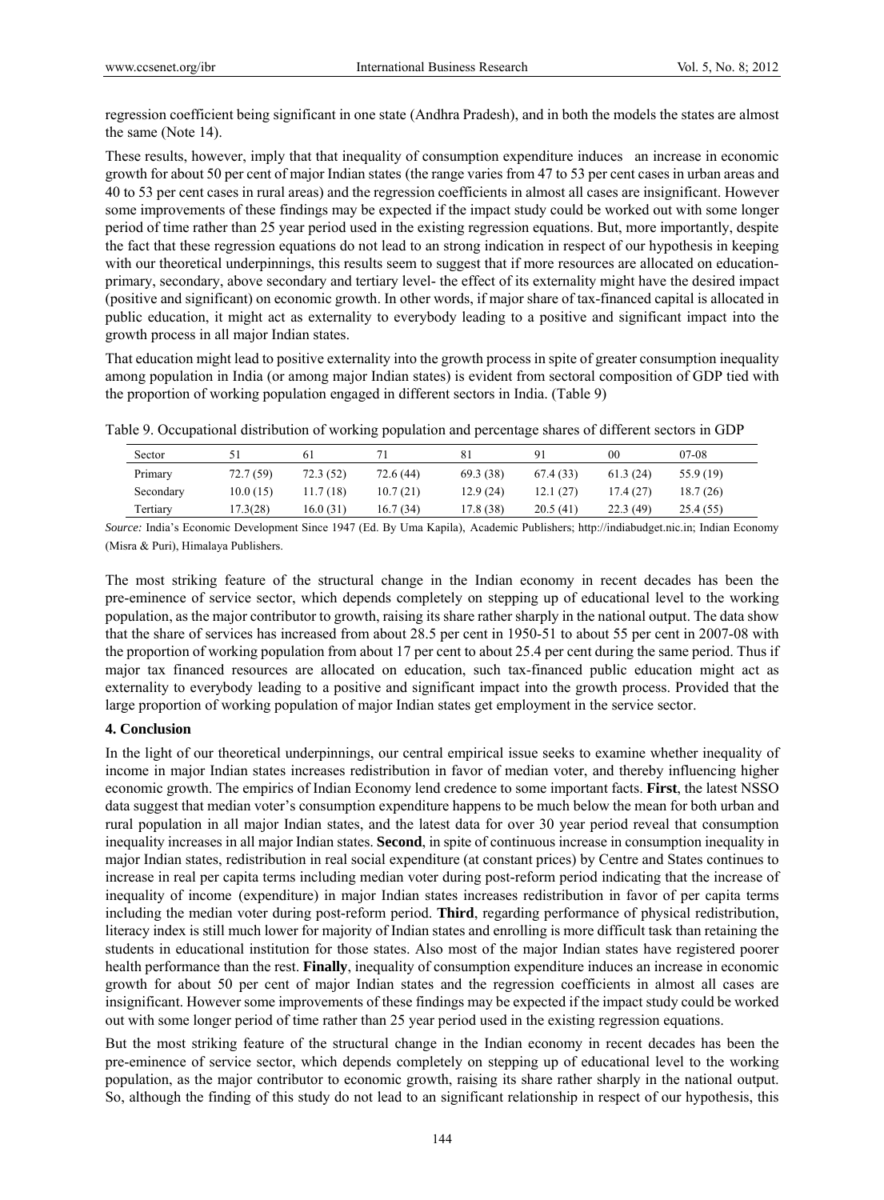regression coefficient being significant in one state (Andhra Pradesh), and in both the models the states are almost the same (Note 14).

These results, however, imply that that inequality of consumption expenditure induces an increase in economic growth for about 50 per cent of major Indian states (the range varies from 47 to 53 per cent cases in urban areas and 40 to 53 per cent cases in rural areas) and the regression coefficients in almost all cases are insignificant. However some improvements of these findings may be expected if the impact study could be worked out with some longer period of time rather than 25 year period used in the existing regression equations. But, more importantly, despite the fact that these regression equations do not lead to an strong indication in respect of our hypothesis in keeping with our theoretical underpinnings, this results seem to suggest that if more resources are allocated on education-primary, secondary, above secondary and tertiary level- the effect of its externality might have the desired impact (positive and significant) on economic growth. In other words, if major share of tax-financed capital is allocated in public education, it might act as externality to everybody leading to a positive and significant impact into the growth process in all major Indian states.

That education might lead to positive externality into the growth process in spite of greater consumption inequality among population in India (or among major Indian states) is evident from sectoral composition of GDP tied with the proportion of working population engaged in different sectors in India. (Table 9)

Table 9. Occupational distribution of working population and percentage shares of different sectors in GDP

| Sector | 51 | 61 | 71 | 81 | 91 | 00 | 07-08 |
|---|---|---|---|---|---|---|---|
| Primary | 72.7 (59) | 72.3 (52) | 72.6 (44) | 69.3 (38) | 67.4 (33) | 61.3 (24) | 55.9 (19) |
| Secondary | 10.0 (15) | 11.7 (18) | 10.7 (21) | 12.9 (24) | 12.1 (27) | 17.4 (27) | 18.7 (26) |
| Tertiary | 17.3(28) | 16.0 (31) | 16.7 (34) | 17.8 (38) | 20.5 (41) | 22.3 (49) | 25.4 (55) |

*Source:* India's Economic Development Since 1947 (Ed. By Uma Kapila), Academic Publishers; http://indiabudget.nic.in; Indian Economy (Misra & Puri), Himalaya Publishers.

The most striking feature of the structural change in the Indian economy in recent decades has been the pre-eminence of service sector, which depends completely on stepping up of educational level to the working population, as the major contributor to growth, raising its share rather sharply in the national output. The data show that the share of services has increased from about 28.5 per cent in 1950-51 to about 55 per cent in 2007-08 with the proportion of working population from about 17 per cent to about 25.4 per cent during the same period. Thus if major tax financed resources are allocated on education, such tax-financed public education might act as externality to everybody leading to a positive and significant impact into the growth process. Provided that the large proportion of working population of major Indian states get employment in the service sector.

## 4. Conclusion

In the light of our theoretical underpinnings, our central empirical issue seeks to examine whether inequality of income in major Indian states increases redistribution in favor of median voter, and thereby influencing higher economic growth. The empirics of Indian Economy lend credence to some important facts. **First**, the latest NSSO data suggest that median voter's consumption expenditure happens to be much below the mean for both urban and rural population in all major Indian states, and the latest data for over 30 year period reveal that consumption inequality increases in all major Indian states. **Second**, in spite of continuous increase in consumption inequality in major Indian states, redistribution in real social expenditure (at constant prices) by Centre and States continues to increase in real per capita terms including median voter during post-reform period indicating that the increase of inequality of income (expenditure) in major Indian states increases redistribution in favor of per capita terms including the median voter during post-reform period. **Third**, regarding performance of physical redistribution, literacy index is still much lower for majority of Indian states and enrolling is more difficult task than retaining the students in educational institution for those states. Also most of the major Indian states have registered poorer health performance than the rest. **Finally**, inequality of consumption expenditure induces an increase in economic growth for about 50 per cent of major Indian states and the regression coefficients in almost all cases are insignificant. However some improvements of these findings may be expected if the impact study could be worked out with some longer period of time rather than 25 year period used in the existing regression equations.

But the most striking feature of the structural change in the Indian economy in recent decades has been the pre-eminence of service sector, which depends completely on stepping up of educational level to the working population, as the major contributor to economic growth, raising its share rather sharply in the national output. So, although the finding of this study do not lead to an significant relationship in respect of our hypothesis, this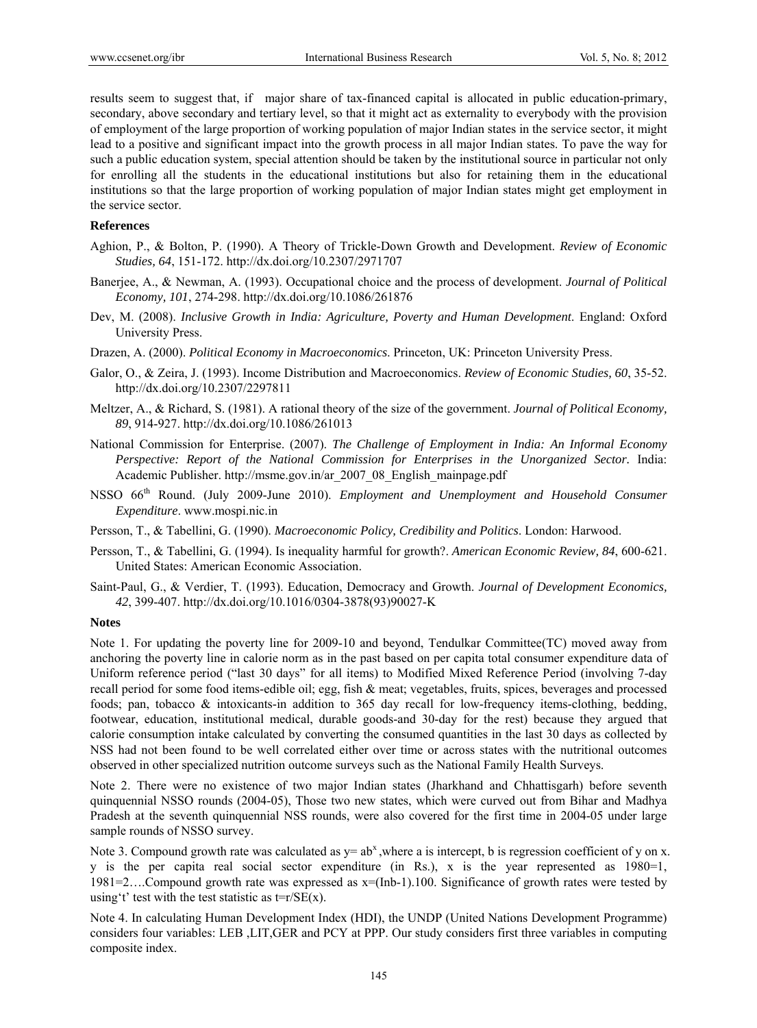results seem to suggest that, if major share of tax-financed capital is allocated in public education-primary, secondary, above secondary and tertiary level, so that it might act as externality to everybody with the provision of employment of the large proportion of working population of major Indian states in the service sector, it might lead to a positive and significant impact into the growth process in all major Indian states. To pave the way for such a public education system, special attention should be taken by the institutional source in particular not only for enrolling all the students in the educational institutions but also for retaining them in the educational institutions so that the large proportion of working population of major Indian states might get employment in the service sector.

**References**

Aghion, P., & Bolton, P. (1990). A Theory of Trickle-Down Growth and Development. *Review of Economic Studies, 64*, 151-172. http://dx.doi.org/10.2307/2971707

Banerjee, A., & Newman, A. (1993). Occupational choice and the process of development. *Journal of Political Economy, 101*, 274-298. http://dx.doi.org/10.1086/261876

Dev, M. (2008). *Inclusive Growth in India: Agriculture, Poverty and Human Development*. England: Oxford University Press.

Drazen, A. (2000). *Political Economy in Macroeconomics*. Princeton, UK: Princeton University Press.

Galor, O., & Zeira, J. (1993). Income Distribution and Macroeconomics. *Review of Economic Studies, 60*, 35-52. http://dx.doi.org/10.2307/2297811

Meltzer, A., & Richard, S. (1981). A rational theory of the size of the government. *Journal of Political Economy, 89*, 914-927. http://dx.doi.org/10.1086/261013

National Commission for Enterprise. (2007). *The Challenge of Employment in India: An Informal Economy Perspective: Report of the National Commission for Enterprises in the Unorganized Sector.* India: Academic Publisher. http://msme.gov.in/ar_2007_08_English_mainpage.pdf

NSSO 66th Round. (July 2009-June 2010). *Employment and Unemployment and Household Consumer Expenditure*. www.mospi.nic.in

Persson, T., & Tabellini, G. (1990). *Macroeconomic Policy, Credibility and Politics*. London: Harwood.

Persson, T., & Tabellini, G. (1994). Is inequality harmful for growth?. *American Economic Review, 84*, 600-621. United States: American Economic Association.

Saint-Paul, G., & Verdier, T. (1993). Education, Democracy and Growth. *Journal of Development Economics, 42*, 399-407. http://dx.doi.org/10.1016/0304-3878(93)90027-K

**Notes**

Note 1. For updating the poverty line for 2009-10 and beyond, Tendulkar Committee(TC) moved away from anchoring the poverty line in calorie norm as in the past based on per capita total consumer expenditure data of Uniform reference period ("last 30 days" for all items) to Modified Mixed Reference Period (involving 7-day recall period for some food items-edible oil; egg, fish & meat; vegetables, fruits, spices, beverages and processed foods; pan, tobacco & intoxicants-in addition to 365 day recall for low-frequency items-clothing, bedding, footwear, education, institutional medical, durable goods-and 30-day for the rest) because they argued that calorie consumption intake calculated by converting the consumed quantities in the last 30 days as collected by NSS had not been found to be well correlated either over time or across states with the nutritional outcomes observed in other specialized nutrition outcome surveys such as the National Family Health Surveys.

Note 2. There were no existence of two major Indian states (Jharkhand and Chhattisgarh) before seventh quinquennial NSSO rounds (2004-05), Those two new states, which were curved out from Bihar and Madhya Pradesh at the seventh quinquennial NSS rounds, were also covered for the first time in 2004-05 under large sample rounds of NSSO survey.

Note 3. Compound growth rate was calculated as $y= ab^x$, where a is intercept, b is regression coefficient of y on x. y is the per capita real social sector expenditure (in Rs.), x is the year represented as 1980=1, 1981=2….Compound growth rate was expressed as x=(Inb-1).100. Significance of growth rates were tested by using't' test with the test statistic as t=r/SE(x).

Note 4. In calculating Human Development Index (HDI), the UNDP (United Nations Development Programme) considers four variables: LEB ,LIT,GER and PCY at PPP. Our study considers first three variables in computing composite index.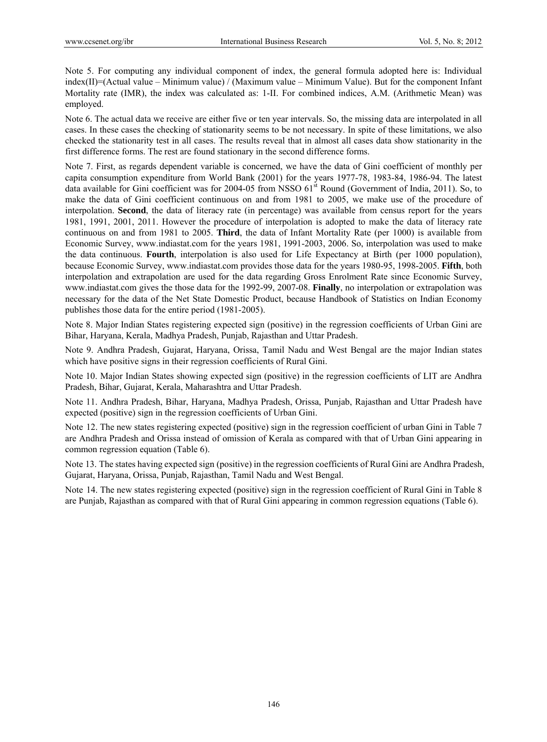Note 5. For computing any individual component of index, the general formula adopted here is: Individual index(II)=(Actual value – Minimum value) / (Maximum value – Minimum Value). But for the component Infant Mortality rate (IMR), the index was calculated as: 1-II. For combined indices, A.M. (Arithmetic Mean) was employed.

Note 6. The actual data we receive are either five or ten year intervals. So, the missing data are interpolated in all cases. In these cases the checking of stationarity seems to be not necessary. In spite of these limitations, we also checked the stationarity test in all cases. The results reveal that in almost all cases data show stationarity in the first difference forms. The rest are found stationary in the second difference forms.

Note 7. First, as regards dependent variable is concerned, we have the data of Gini coefficient of monthly per capita consumption expenditure from World Bank (2001) for the years 1977-78, 1983-84, 1986-94. The latest data available for Gini coefficient was for 2004-05 from NSSO 61[st] Round (Government of India, 2011). So, to make the data of Gini coefficient continuous on and from 1981 to 2005, we make use of the procedure of interpolation. **Second**, the data of literacy rate (in percentage) was available from census report for the years 1981, 1991, 2001, 2011. However the procedure of interpolation is adopted to make the data of literacy rate continuous on and from 1981 to 2005. **Third**, the data of Infant Mortality Rate (per 1000) is available from Economic Survey, www.indiastat.com for the years 1981, 1991-2003, 2006. So, interpolation was used to make the data continuous. **Fourth**, interpolation is also used for Life Expectancy at Birth (per 1000 population), because Economic Survey, www.indiastat.com provides those data for the years 1980-95, 1998-2005. **Fifth**, both interpolation and extrapolation are used for the data regarding Gross Enrolment Rate since Economic Survey, www.indiastat.com gives the those data for the 1992-99, 2007-08. **Finally**, no interpolation or extrapolation was necessary for the data of the Net State Domestic Product, because Handbook of Statistics on Indian Economy publishes those data for the entire period (1981-2005).

Note 8. Major Indian States registering expected sign (positive) in the regression coefficients of Urban Gini are Bihar, Haryana, Kerala, Madhya Pradesh, Punjab, Rajasthan and Uttar Pradesh.

Note 9. Andhra Pradesh, Gujarat, Haryana, Orissa, Tamil Nadu and West Bengal are the major Indian states which have positive signs in their regression coefficients of Rural Gini.

Note 10. Major Indian States showing expected sign (positive) in the regression coefficients of LIT are Andhra Pradesh, Bihar, Gujarat, Kerala, Maharashtra and Uttar Pradesh.

Note 11. Andhra Pradesh, Bihar, Haryana, Madhya Pradesh, Orissa, Punjab, Rajasthan and Uttar Pradesh have expected (positive) sign in the regression coefficients of Urban Gini.

Note 12. The new states registering expected (positive) sign in the regression coefficient of urban Gini in Table 7 are Andhra Pradesh and Orissa instead of omission of Kerala as compared with that of Urban Gini appearing in common regression equation (Table 6).

Note 13. The states having expected sign (positive) in the regression coefficients of Rural Gini are Andhra Pradesh, Gujarat, Haryana, Orissa, Punjab, Rajasthan, Tamil Nadu and West Bengal.

Note 14. The new states registering expected (positive) sign in the regression coefficient of Rural Gini in Table 8 are Punjab, Rajasthan as compared with that of Rural Gini appearing in common regression equations (Table 6).